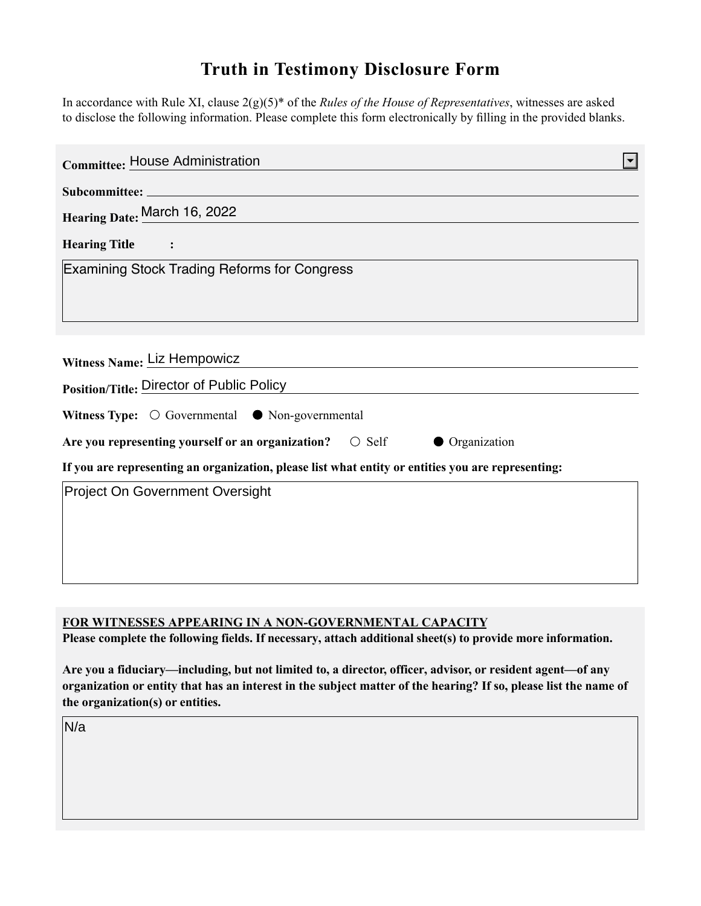# Truth in Testimony Disclosure Form

In accordance with Rule XI, clause 2(g)(5)* of the *Rules of the House of Representatives*, witnesses are asked to disclose the following information. Please complete this form electronically by filling in the provided blanks.

**Committee:** House Administration

**Subcommittee:**

**Hearing Date:** March 16, 2022

**Hearing Title:**

Examining Stock Trading Reforms for Congress

**Witness Name:** Liz Hempowicz

**Position/Title:** Director of Public Policy

**Witness Type:** ○ Governmental ● Non-governmental

**Are you representing yourself or an organization?** ○ Self ● Organization

**If you are representing an organization, please list what entity or entities you are representing:**

Project On Government Oversight

**FOR WITNESSES APPEARING IN A NON-GOVERNMENTAL CAPACITY**

**Please complete the following fields. If necessary, attach additional sheet(s) to provide more information.**

**Are you a fiduciary—including, but not limited to, a director, officer, advisor, or resident agent—of any organization or entity that has an interest in the subject matter of the hearing? If so, please list the name of the organization(s) or entities.**

N/a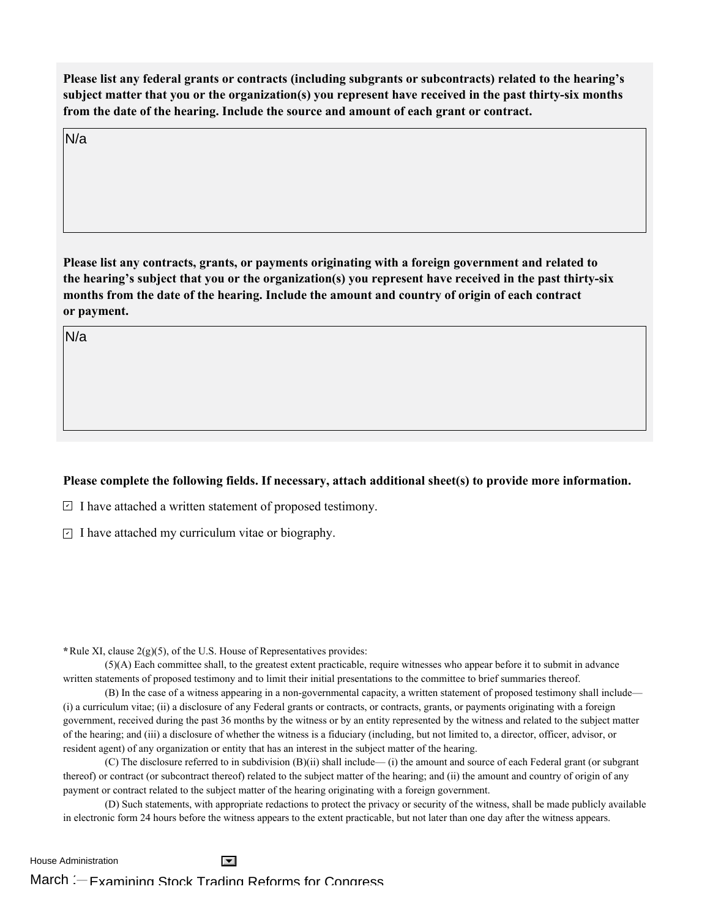**Please list any federal grants or contracts (including subgrants or subcontracts) related to the hearing's subject matter that you or the organization(s) you represent have received in the past thirty-six months from the date of the hearing. Include the source and amount of each grant or contract.**

N/a

**Please list any contracts, grants, or payments originating with a foreign government and related to the hearing's subject that you or the organization(s) you represent have received in the past thirty-six months from the date of the hearing. Include the amount and country of origin of each contract or payment.**

N/a

**Please complete the following fields. If necessary, attach additional sheet(s) to provide more information.**

☑ I have attached a written statement of proposed testimony.

☑ I have attached my curriculum vitae or biography.

*Rule XI, clause 2(g)(5), of the U.S. House of Representatives provides:

(5)(A) Each committee shall, to the greatest extent practicable, require witnesses who appear before it to submit in advance written statements of proposed testimony and to limit their initial presentations to the committee to brief summaries thereof.

(B) In the case of a witness appearing in a non-governmental capacity, a written statement of proposed testimony shall include— (i) a curriculum vitae; (ii) a disclosure of any Federal grants or contracts, or contracts, grants, or payments originating with a foreign government, received during the past 36 months by the witness or by an entity represented by the witness and related to the subject matter of the hearing; and (iii) a disclosure of whether the witness is a fiduciary (including, but not limited to, a director, officer, advisor, or resident agent) of any organization or entity that has an interest in the subject matter of the hearing.

(C) The disclosure referred to in subdivision (B)(ii) shall include— (i) the amount and source of each Federal grant (or subgrant thereof) or contract (or subcontract thereof) related to the subject matter of the hearing; and (ii) the amount and country of origin of any payment or contract related to the subject matter of the hearing originating with a foreign government.

(D) Such statements, with appropriate redactions to protect the privacy or security of the witness, shall be made publicly available in electronic form 24 hours before the witness appears to the extent practicable, but not later than one day after the witness appears.

House Administration

March :—Examining Stock Trading Reforms for Congress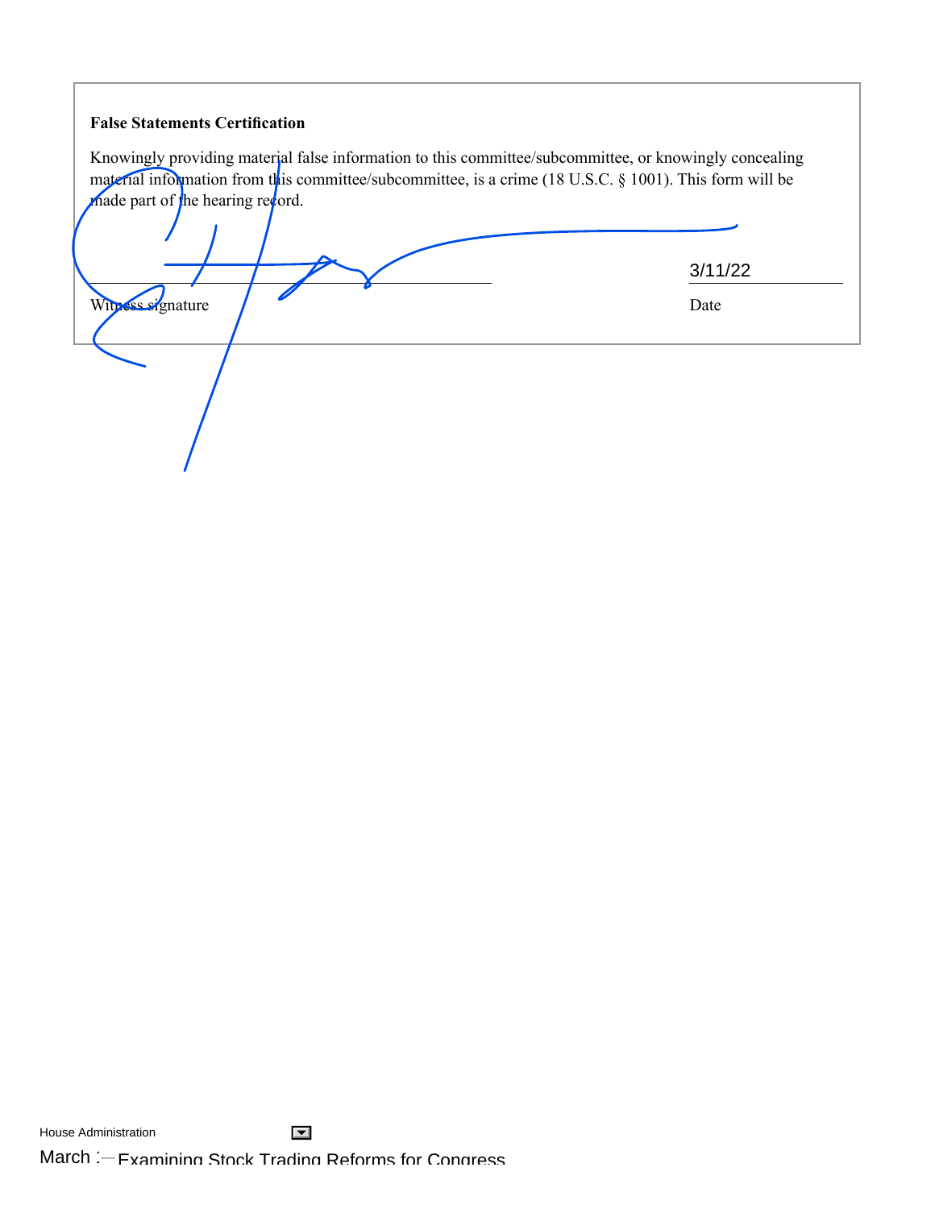**False Statements Certification**

Knowingly providing material false information to this committee/subcommittee, or knowingly concealing material information from this committee/subcommittee, is a crime (18 U.S.C. § 1001). This form will be made part of the hearing record.

| | |
|---|---|
| Witness signature | 3/11/22<br>Date |

House Administration

March :— Examining Stock Trading Reforms for Congress